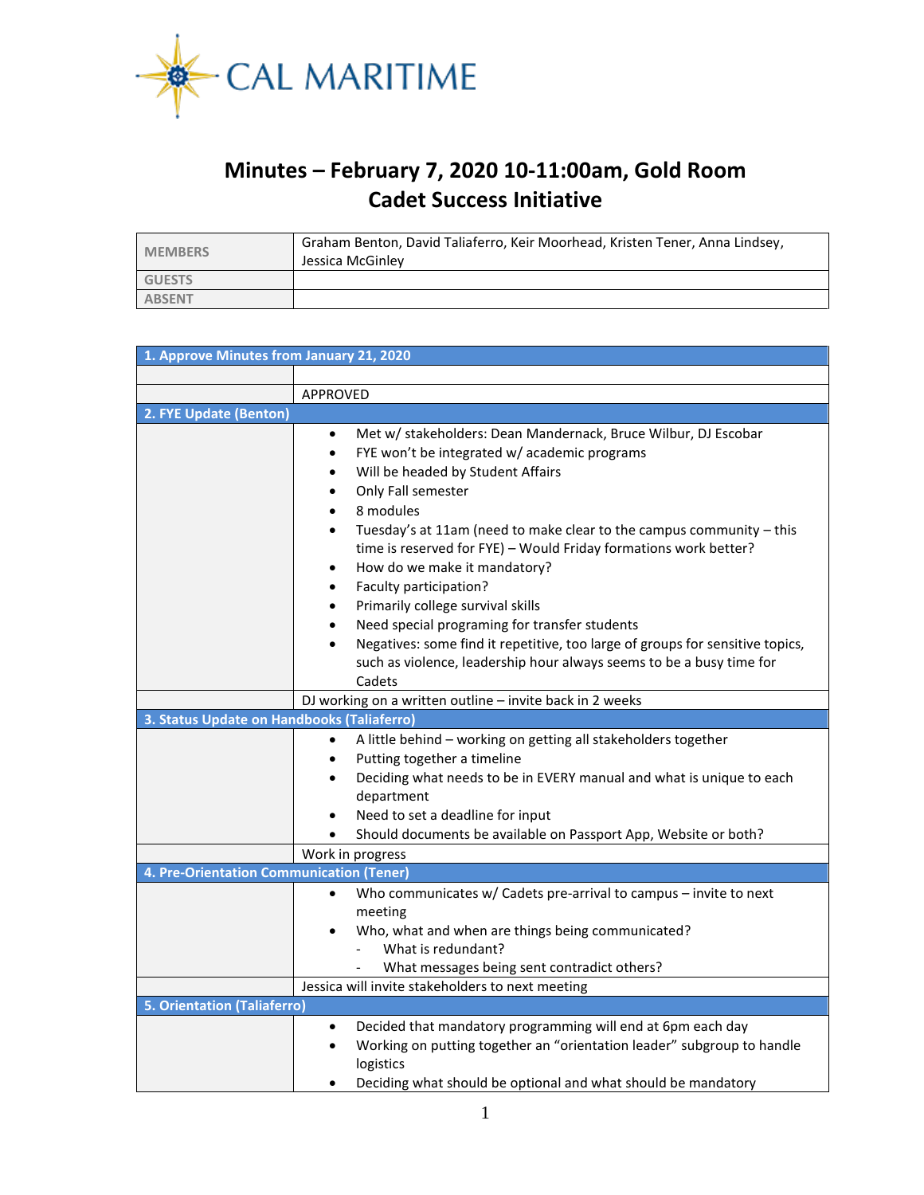CAL MARITIME

# Minutes – February 7, 2020 10-11:00am, Gold Room
# Cadet Success Initiative

| MEMBERS | Graham Benton, David Taliaferro, Keir Moorhead, Kristen Tener, Anna Lindsey, Jessica McGinley |
|---|---|
| GUESTS | |
| ABSENT | |

### 1. Approve Minutes from January 21, 2020

APPROVED

### 2. FYE Update (Benton)

- Met w/ stakeholders: Dean Mandernack, Bruce Wilbur, DJ Escobar
- FYE won't be integrated w/ academic programs
- Will be headed by Student Affairs
- Only Fall semester
- 8 modules
- Tuesday's at 11am (need to make clear to the campus community – this time is reserved for FYE) – Would Friday formations work better?
- How do we make it mandatory?
- Faculty participation?
- Primarily college survival skills
- Need special programing for transfer students
- Negatives: some find it repetitive, too large of groups for sensitive topics, such as violence, leadership hour always seems to be a busy time for Cadets

DJ working on a written outline – invite back in 2 weeks

### 3. Status Update on Handbooks (Taliaferro)

- A little behind – working on getting all stakeholders together
- Putting together a timeline
- Deciding what needs to be in EVERY manual and what is unique to each department
- Need to set a deadline for input
- Should documents be available on Passport App, Website or both?

Work in progress

### 4. Pre-Orientation Communication (Tener)

- Who communicates w/ Cadets pre-arrival to campus – invite to next meeting
- Who, what and when are things being communicated?
  - What is redundant?
  - What messages being sent contradict others?

Jessica will invite stakeholders to next meeting

### 5. Orientation (Taliaferro)

- Decided that mandatory programming will end at 6pm each day
- Working on putting together an "orientation leader" subgroup to handle logistics
- Deciding what should be optional and what should be mandatory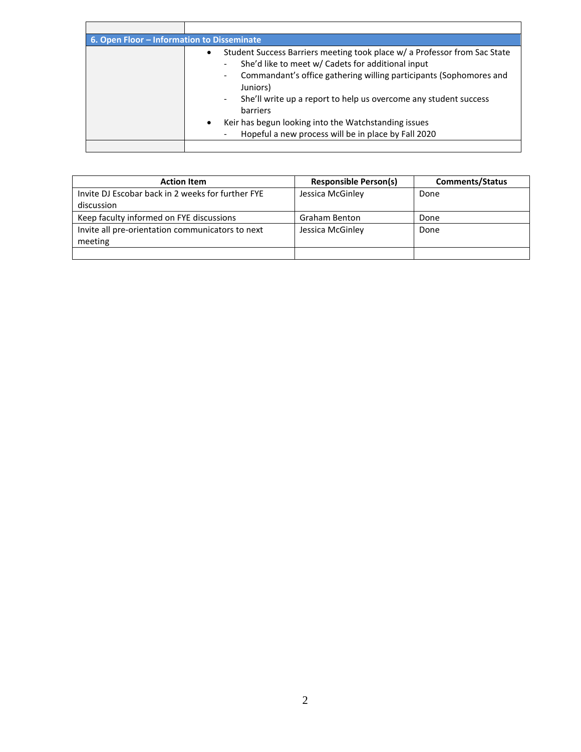| | |
|---|---|
| **6. Open Floor – Information to Disseminate** | |
| | • Student Success Barriers meeting took place w/ a Professor from Sac State<br>- She'd like to meet w/ Cadets for additional input<br>- Commandant's office gathering willing participants (Sophomores and Juniors)<br>- She'll write up a report to help us overcome any student success barriers<br>• Keir has begun looking into the Watchstanding issues<br>- Hopeful a new process will be in place by Fall 2020 |
| | |

| Action Item | Responsible Person(s) | Comments/Status |
|---|---|---|
| Invite DJ Escobar back in 2 weeks for further FYE discussion | Jessica McGinley | Done |
| Keep faculty informed on FYE discussions | Graham Benton | Done |
| Invite all pre-orientation communicators to next meeting | Jessica McGinley | Done |
| | | |